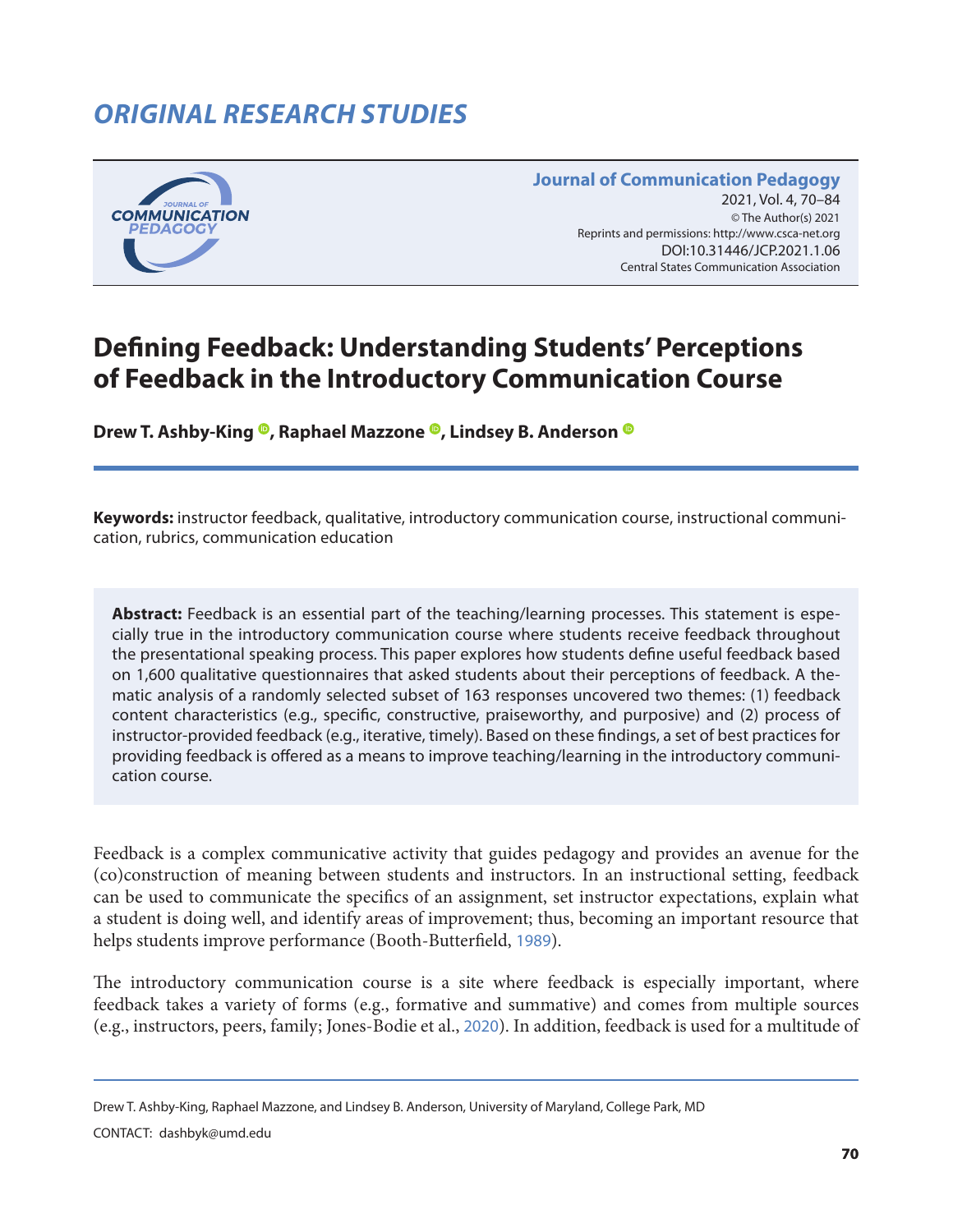# ORIGINAL RESEARCH STUDIES

**Journal of Communication Pedagogy**
2021, Vol. 4, 70–84
© The Author(s) 2021
Reprints and permissions: http://www.csca-net.org
DOI:10.31446/JCP.2021.1.06
Central States Communication Association

# Defining Feedback: Understanding Students' Perceptions of Feedback in the Introductory Communication Course

**Drew T. Ashby-King, Raphael Mazzone, Lindsey B. Anderson**

**Keywords:** instructor feedback, qualitative, introductory communication course, instructional communication, rubrics, communication education

**Abstract:** Feedback is an essential part of the teaching/learning processes. This statement is especially true in the introductory communication course where students receive feedback throughout the presentational speaking process. This paper explores how students define useful feedback based on 1,600 qualitative questionnaires that asked students about their perceptions of feedback. A thematic analysis of a randomly selected subset of 163 responses uncovered two themes: (1) feedback content characteristics (e.g., specific, constructive, praiseworthy, and purposive) and (2) process of instructor-provided feedback (e.g., iterative, timely). Based on these findings, a set of best practices for providing feedback is offered as a means to improve teaching/learning in the introductory communication course.

Feedback is a complex communicative activity that guides pedagogy and provides an avenue for the (co)construction of meaning between students and instructors. In an instructional setting, feedback can be used to communicate the specifics of an assignment, set instructor expectations, explain what a student is doing well, and identify areas of improvement; thus, becoming an important resource that helps students improve performance (Booth-Butterfield, 1989).

The introductory communication course is a site where feedback is especially important, where feedback takes a variety of forms (e.g., formative and summative) and comes from multiple sources (e.g., instructors, peers, family; Jones-Bodie et al., 2020). In addition, feedback is used for a multitude of

Drew T. Ashby-King, Raphael Mazzone, and Lindsey B. Anderson, University of Maryland, College Park, MD

CONTACT: dashbyk@umd.edu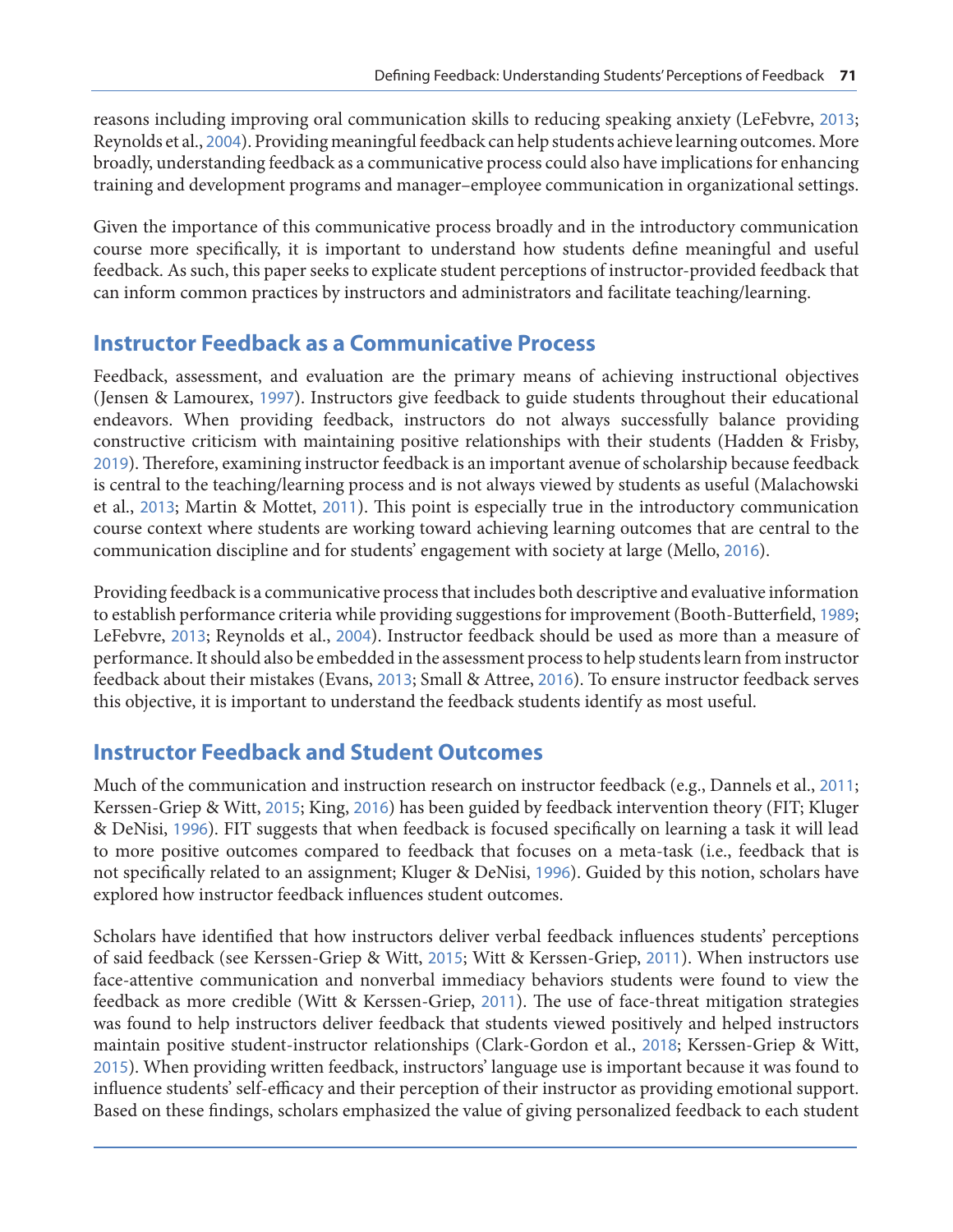reasons including improving oral communication skills to reducing speaking anxiety (LeFebvre, 2013; Reynolds et al., 2004). Providing meaningful feedback can help students achieve learning outcomes. More broadly, understanding feedback as a communicative process could also have implications for enhancing training and development programs and manager–employee communication in organizational settings.

Given the importance of this communicative process broadly and in the introductory communication course more specifically, it is important to understand how students define meaningful and useful feedback. As such, this paper seeks to explicate student perceptions of instructor-provided feedback that can inform common practices by instructors and administrators and facilitate teaching/learning.

## Instructor Feedback as a Communicative Process

Feedback, assessment, and evaluation are the primary means of achieving instructional objectives (Jensen & Lamourex, 1997). Instructors give feedback to guide students throughout their educational endeavors. When providing feedback, instructors do not always successfully balance providing constructive criticism with maintaining positive relationships with their students (Hadden & Frisby, 2019). Therefore, examining instructor feedback is an important avenue of scholarship because feedback is central to the teaching/learning process and is not always viewed by students as useful (Malachowski et al., 2013; Martin & Mottet, 2011). This point is especially true in the introductory communication course context where students are working toward achieving learning outcomes that are central to the communication discipline and for students' engagement with society at large (Mello, 2016).

Providing feedback is a communicative process that includes both descriptive and evaluative information to establish performance criteria while providing suggestions for improvement (Booth-Butterfield, 1989; LeFebvre, 2013; Reynolds et al., 2004). Instructor feedback should be used as more than a measure of performance. It should also be embedded in the assessment process to help students learn from instructor feedback about their mistakes (Evans, 2013; Small & Attree, 2016). To ensure instructor feedback serves this objective, it is important to understand the feedback students identify as most useful.

## Instructor Feedback and Student Outcomes

Much of the communication and instruction research on instructor feedback (e.g., Dannels et al., 2011; Kerssen-Griep & Witt, 2015; King, 2016) has been guided by feedback intervention theory (FIT; Kluger & DeNisi, 1996). FIT suggests that when feedback is focused specifically on learning a task it will lead to more positive outcomes compared to feedback that focuses on a meta-task (i.e., feedback that is not specifically related to an assignment; Kluger & DeNisi, 1996). Guided by this notion, scholars have explored how instructor feedback influences student outcomes.

Scholars have identified that how instructors deliver verbal feedback influences students' perceptions of said feedback (see Kerssen-Griep & Witt, 2015; Witt & Kerssen-Griep, 2011). When instructors use face-attentive communication and nonverbal immediacy behaviors students were found to view the feedback as more credible (Witt & Kerssen-Griep, 2011). The use of face-threat mitigation strategies was found to help instructors deliver feedback that students viewed positively and helped instructors maintain positive student-instructor relationships (Clark-Gordon et al., 2018; Kerssen-Griep & Witt, 2015). When providing written feedback, instructors' language use is important because it was found to influence students' self-efficacy and their perception of their instructor as providing emotional support. Based on these findings, scholars emphasized the value of giving personalized feedback to each student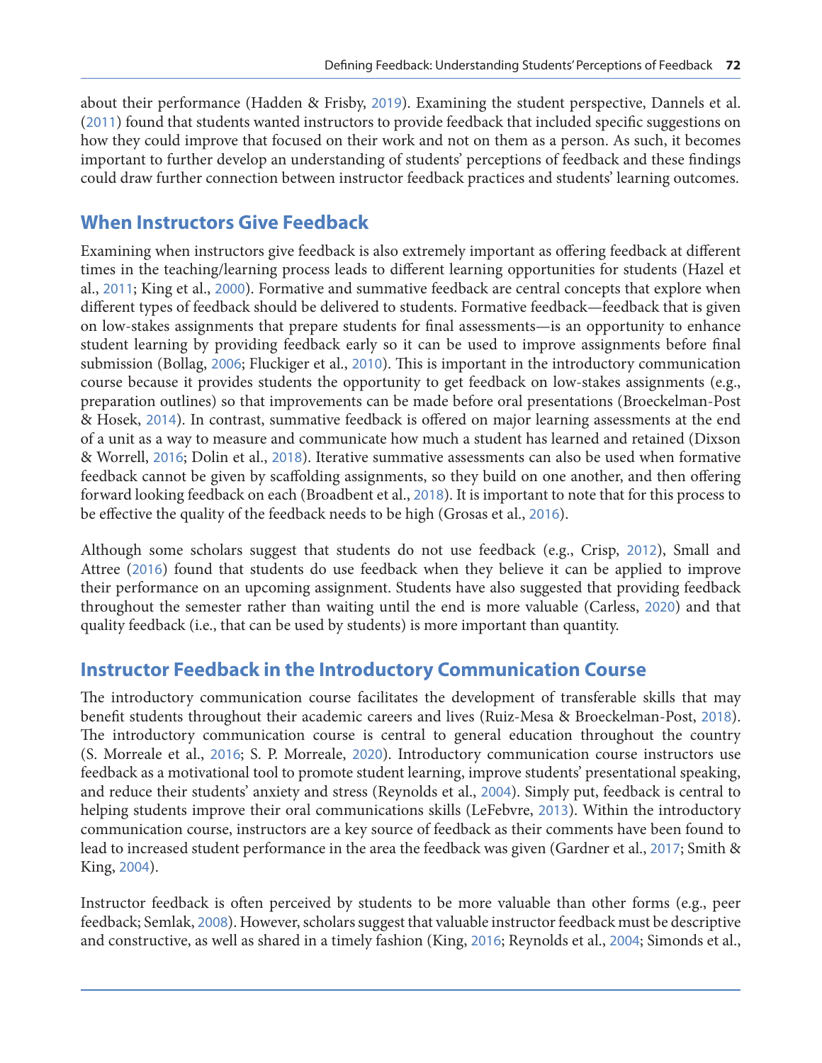about their performance (Hadden & Frisby, 2019). Examining the student perspective, Dannels et al. (2011) found that students wanted instructors to provide feedback that included specific suggestions on how they could improve that focused on their work and not on them as a person. As such, it becomes important to further develop an understanding of students' perceptions of feedback and these findings could draw further connection between instructor feedback practices and students' learning outcomes.

## When Instructors Give Feedback

Examining when instructors give feedback is also extremely important as offering feedback at different times in the teaching/learning process leads to different learning opportunities for students (Hazel et al., 2011; King et al., 2000). Formative and summative feedback are central concepts that explore when different types of feedback should be delivered to students. Formative feedback—feedback that is given on low-stakes assignments that prepare students for final assessments—is an opportunity to enhance student learning by providing feedback early so it can be used to improve assignments before final submission (Bollag, 2006; Fluckiger et al., 2010). This is important in the introductory communication course because it provides students the opportunity to get feedback on low-stakes assignments (e.g., preparation outlines) so that improvements can be made before oral presentations (Broeckelman-Post & Hosek, 2014). In contrast, summative feedback is offered on major learning assessments at the end of a unit as a way to measure and communicate how much a student has learned and retained (Dixson & Worrell, 2016; Dolin et al., 2018). Iterative summative assessments can also be used when formative feedback cannot be given by scaffolding assignments, so they build on one another, and then offering forward looking feedback on each (Broadbent et al., 2018). It is important to note that for this process to be effective the quality of the feedback needs to be high (Grosas et al., 2016).

Although some scholars suggest that students do not use feedback (e.g., Crisp, 2012), Small and Attree (2016) found that students do use feedback when they believe it can be applied to improve their performance on an upcoming assignment. Students have also suggested that providing feedback throughout the semester rather than waiting until the end is more valuable (Carless, 2020) and that quality feedback (i.e., that can be used by students) is more important than quantity.

## Instructor Feedback in the Introductory Communication Course

The introductory communication course facilitates the development of transferable skills that may benefit students throughout their academic careers and lives (Ruiz-Mesa & Broeckelman-Post, 2018). The introductory communication course is central to general education throughout the country (S. Morreale et al., 2016; S. P. Morreale, 2020). Introductory communication course instructors use feedback as a motivational tool to promote student learning, improve students' presentational speaking, and reduce their students' anxiety and stress (Reynolds et al., 2004). Simply put, feedback is central to helping students improve their oral communications skills (LeFebvre, 2013). Within the introductory communication course, instructors are a key source of feedback as their comments have been found to lead to increased student performance in the area the feedback was given (Gardner et al., 2017; Smith & King, 2004).

Instructor feedback is often perceived by students to be more valuable than other forms (e.g., peer feedback; Semlak, 2008). However, scholars suggest that valuable instructor feedback must be descriptive and constructive, as well as shared in a timely fashion (King, 2016; Reynolds et al., 2004; Simonds et al.,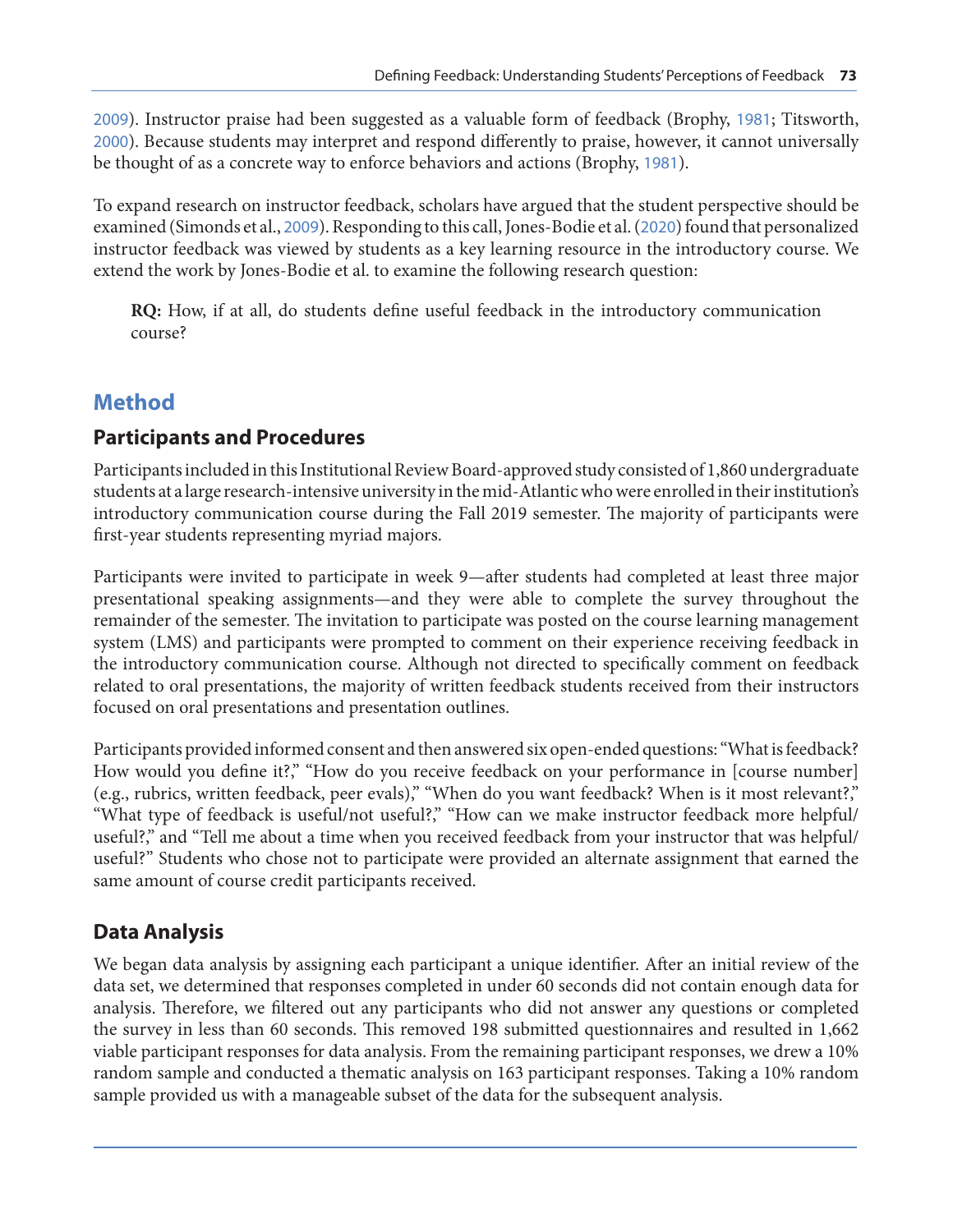2009). Instructor praise had been suggested as a valuable form of feedback (Brophy, 1981; Titsworth, 2000). Because students may interpret and respond differently to praise, however, it cannot universally be thought of as a concrete way to enforce behaviors and actions (Brophy, 1981).

To expand research on instructor feedback, scholars have argued that the student perspective should be examined (Simonds et al., 2009). Responding to this call, Jones-Bodie et al. (2020) found that personalized instructor feedback was viewed by students as a key learning resource in the introductory course. We extend the work by Jones-Bodie et al. to examine the following research question:

> **RQ:** How, if at all, do students define useful feedback in the introductory communication course?

## Method

### Participants and Procedures

Participants included in this Institutional Review Board-approved study consisted of 1,860 undergraduate students at a large research-intensive university in the mid-Atlantic who were enrolled in their institution's introductory communication course during the Fall 2019 semester. The majority of participants were first-year students representing myriad majors.

Participants were invited to participate in week 9—after students had completed at least three major presentational speaking assignments—and they were able to complete the survey throughout the remainder of the semester. The invitation to participate was posted on the course learning management system (LMS) and participants were prompted to comment on their experience receiving feedback in the introductory communication course. Although not directed to specifically comment on feedback related to oral presentations, the majority of written feedback students received from their instructors focused on oral presentations and presentation outlines.

Participants provided informed consent and then answered six open-ended questions: "What is feedback? How would you define it?," "How do you receive feedback on your performance in [course number] (e.g., rubrics, written feedback, peer evals)," "When do you want feedback? When is it most relevant?," "What type of feedback is useful/not useful?," "How can we make instructor feedback more helpful/useful?," and "Tell me about a time when you received feedback from your instructor that was helpful/useful?" Students who chose not to participate were provided an alternate assignment that earned the same amount of course credit participants received.

### Data Analysis

We began data analysis by assigning each participant a unique identifier. After an initial review of the data set, we determined that responses completed in under 60 seconds did not contain enough data for analysis. Therefore, we filtered out any participants who did not answer any questions or completed the survey in less than 60 seconds. This removed 198 submitted questionnaires and resulted in 1,662 viable participant responses for data analysis. From the remaining participant responses, we drew a 10% random sample and conducted a thematic analysis on 163 participant responses. Taking a 10% random sample provided us with a manageable subset of the data for the subsequent analysis.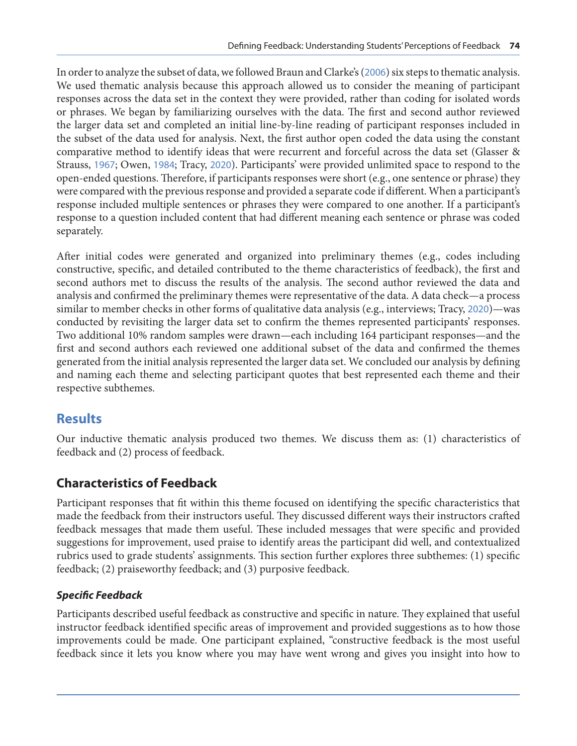In order to analyze the subset of data, we followed Braun and Clarke's (2006) six steps to thematic analysis. We used thematic analysis because this approach allowed us to consider the meaning of participant responses across the data set in the context they were provided, rather than coding for isolated words or phrases. We began by familiarizing ourselves with the data. The first and second author reviewed the larger data set and completed an initial line-by-line reading of participant responses included in the subset of the data used for analysis. Next, the first author open coded the data using the constant comparative method to identify ideas that were recurrent and forceful across the data set (Glasser & Strauss, 1967; Owen, 1984; Tracy, 2020). Participants' were provided unlimited space to respond to the open-ended questions. Therefore, if participants responses were short (e.g., one sentence or phrase) they were compared with the previous response and provided a separate code if different. When a participant's response included multiple sentences or phrases they were compared to one another. If a participant's response to a question included content that had different meaning each sentence or phrase was coded separately.

After initial codes were generated and organized into preliminary themes (e.g., codes including constructive, specific, and detailed contributed to the theme characteristics of feedback), the first and second authors met to discuss the results of the analysis. The second author reviewed the data and analysis and confirmed the preliminary themes were representative of the data. A data check—a process similar to member checks in other forms of qualitative data analysis (e.g., interviews; Tracy, 2020)—was conducted by revisiting the larger data set to confirm the themes represented participants' responses. Two additional 10% random samples were drawn—each including 164 participant responses—and the first and second authors each reviewed one additional subset of the data and confirmed the themes generated from the initial analysis represented the larger data set. We concluded our analysis by defining and naming each theme and selecting participant quotes that best represented each theme and their respective subthemes.

## Results

Our inductive thematic analysis produced two themes. We discuss them as: (1) characteristics of feedback and (2) process of feedback.

### Characteristics of Feedback

Participant responses that fit within this theme focused on identifying the specific characteristics that made the feedback from their instructors useful. They discussed different ways their instructors crafted feedback messages that made them useful. These included messages that were specific and provided suggestions for improvement, used praise to identify areas the participant did well, and contextualized rubrics used to grade students' assignments. This section further explores three subthemes: (1) specific feedback; (2) praiseworthy feedback; and (3) purposive feedback.

#### *Specific Feedback*

Participants described useful feedback as constructive and specific in nature. They explained that useful instructor feedback identified specific areas of improvement and provided suggestions as to how those improvements could be made. One participant explained, "constructive feedback is the most useful feedback since it lets you know where you may have went wrong and gives you insight into how to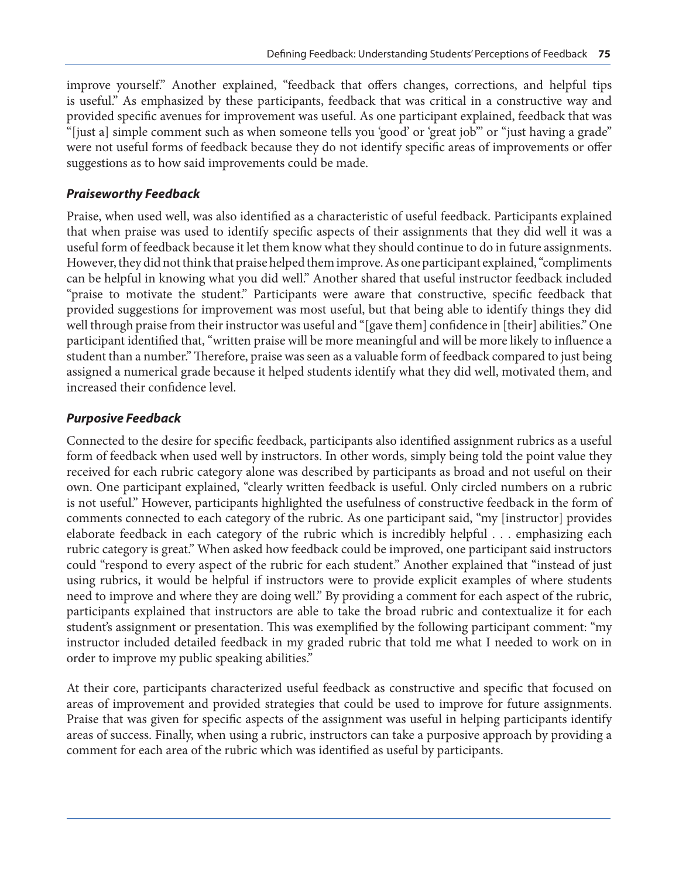improve yourself." Another explained, "feedback that offers changes, corrections, and helpful tips is useful." As emphasized by these participants, feedback that was critical in a constructive way and provided specific avenues for improvement was useful. As one participant explained, feedback that was "[just a] simple comment such as when someone tells you 'good' or 'great job'" or "just having a grade" were not useful forms of feedback because they do not identify specific areas of improvements or offer suggestions as to how said improvements could be made.

### *Praiseworthy Feedback*

Praise, when used well, was also identified as a characteristic of useful feedback. Participants explained that when praise was used to identify specific aspects of their assignments that they did well it was a useful form of feedback because it let them know what they should continue to do in future assignments. However, they did not think that praise helped them improve. As one participant explained, "compliments can be helpful in knowing what you did well." Another shared that useful instructor feedback included "praise to motivate the student." Participants were aware that constructive, specific feedback that provided suggestions for improvement was most useful, but that being able to identify things they did well through praise from their instructor was useful and "[gave them] confidence in [their] abilities." One participant identified that, "written praise will be more meaningful and will be more likely to influence a student than a number." Therefore, praise was seen as a valuable form of feedback compared to just being assigned a numerical grade because it helped students identify what they did well, motivated them, and increased their confidence level.

### *Purposive Feedback*

Connected to the desire for specific feedback, participants also identified assignment rubrics as a useful form of feedback when used well by instructors. In other words, simply being told the point value they received for each rubric category alone was described by participants as broad and not useful on their own. One participant explained, "clearly written feedback is useful. Only circled numbers on a rubric is not useful." However, participants highlighted the usefulness of constructive feedback in the form of comments connected to each category of the rubric. As one participant said, "my [instructor] provides elaborate feedback in each category of the rubric which is incredibly helpful . . . emphasizing each rubric category is great." When asked how feedback could be improved, one participant said instructors could "respond to every aspect of the rubric for each student." Another explained that "instead of just using rubrics, it would be helpful if instructors were to provide explicit examples of where students need to improve and where they are doing well." By providing a comment for each aspect of the rubric, participants explained that instructors are able to take the broad rubric and contextualize it for each student's assignment or presentation. This was exemplified by the following participant comment: "my instructor included detailed feedback in my graded rubric that told me what I needed to work on in order to improve my public speaking abilities."

At their core, participants characterized useful feedback as constructive and specific that focused on areas of improvement and provided strategies that could be used to improve for future assignments. Praise that was given for specific aspects of the assignment was useful in helping participants identify areas of success. Finally, when using a rubric, instructors can take a purposive approach by providing a comment for each area of the rubric which was identified as useful by participants.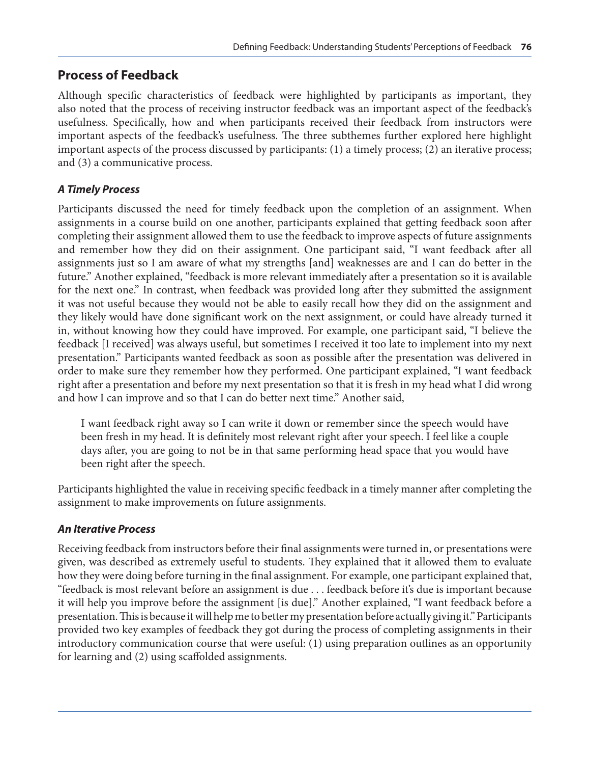## Process of Feedback

Although specific characteristics of feedback were highlighted by participants as important, they also noted that the process of receiving instructor feedback was an important aspect of the feedback's usefulness. Specifically, how and when participants received their feedback from instructors were important aspects of the feedback's usefulness. The three subthemes further explored here highlight important aspects of the process discussed by participants: (1) a timely process; (2) an iterative process; and (3) a communicative process.

### *A Timely Process*

Participants discussed the need for timely feedback upon the completion of an assignment. When assignments in a course build on one another, participants explained that getting feedback soon after completing their assignment allowed them to use the feedback to improve aspects of future assignments and remember how they did on their assignment. One participant said, "I want feedback after all assignments just so I am aware of what my strengths [and] weaknesses are and I can do better in the future." Another explained, "feedback is more relevant immediately after a presentation so it is available for the next one." In contrast, when feedback was provided long after they submitted the assignment it was not useful because they would not be able to easily recall how they did on the assignment and they likely would have done significant work on the next assignment, or could have already turned it in, without knowing how they could have improved. For example, one participant said, "I believe the feedback [I received] was always useful, but sometimes I received it too late to implement into my next presentation." Participants wanted feedback as soon as possible after the presentation was delivered in order to make sure they remember how they performed. One participant explained, "I want feedback right after a presentation and before my next presentation so that it is fresh in my head what I did wrong and how I can improve and so that I can do better next time." Another said,

> I want feedback right away so I can write it down or remember since the speech would have been fresh in my head. It is definitely most relevant right after your speech. I feel like a couple days after, you are going to not be in that same performing head space that you would have been right after the speech.

Participants highlighted the value in receiving specific feedback in a timely manner after completing the assignment to make improvements on future assignments.

### *An Iterative Process*

Receiving feedback from instructors before their final assignments were turned in, or presentations were given, was described as extremely useful to students. They explained that it allowed them to evaluate how they were doing before turning in the final assignment. For example, one participant explained that, "feedback is most relevant before an assignment is due . . . feedback before it's due is important because it will help you improve before the assignment [is due]." Another explained, "I want feedback before a presentation. This is because it will help me to better my presentation before actually giving it." Participants provided two key examples of feedback they got during the process of completing assignments in their introductory communication course that were useful: (1) using preparation outlines as an opportunity for learning and (2) using scaffolded assignments.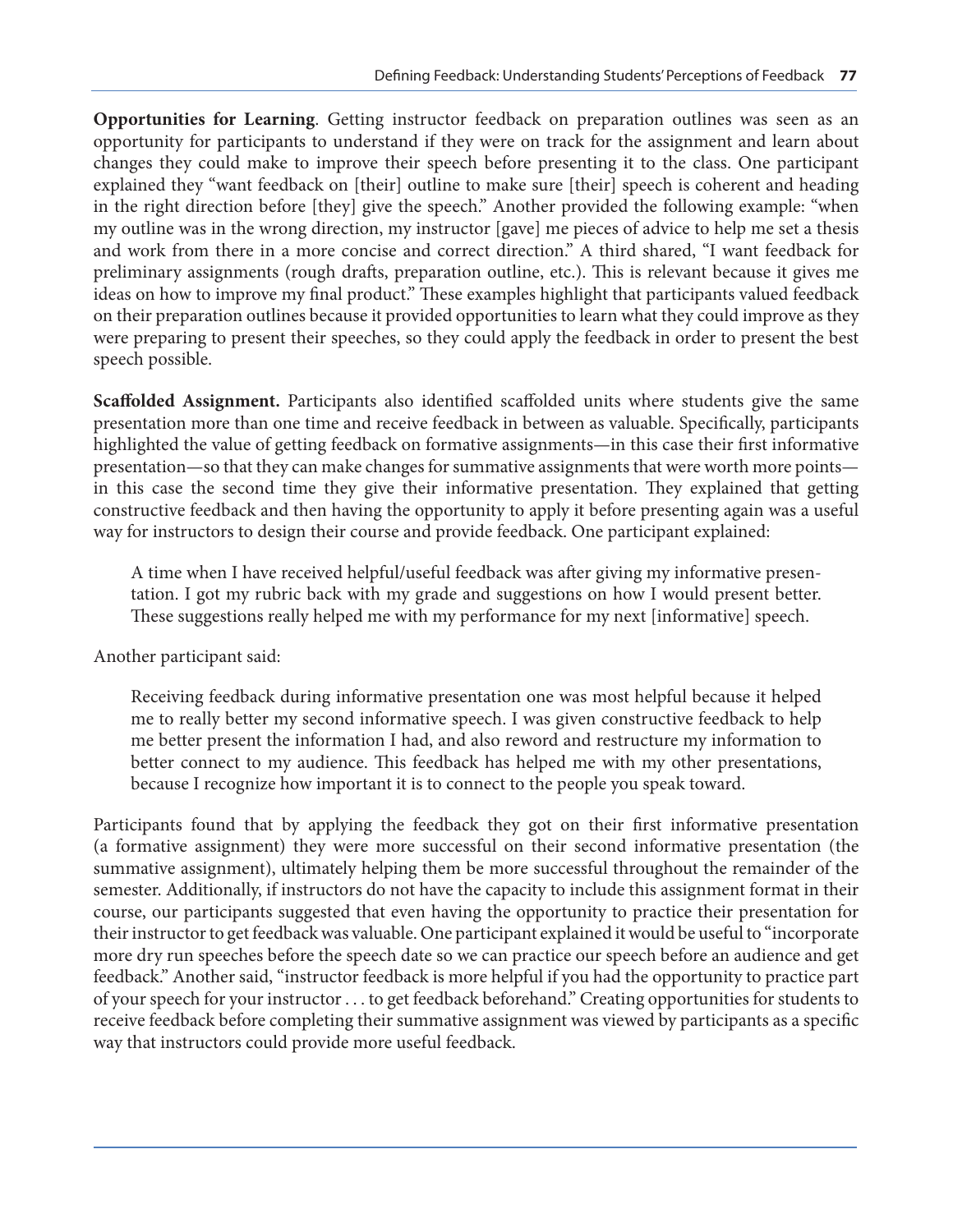**Opportunities for Learning**. Getting instructor feedback on preparation outlines was seen as an opportunity for participants to understand if they were on track for the assignment and learn about changes they could make to improve their speech before presenting it to the class. One participant explained they "want feedback on [their] outline to make sure [their] speech is coherent and heading in the right direction before [they] give the speech." Another provided the following example: "when my outline was in the wrong direction, my instructor [gave] me pieces of advice to help me set a thesis and work from there in a more concise and correct direction." A third shared, "I want feedback for preliminary assignments (rough drafts, preparation outline, etc.). This is relevant because it gives me ideas on how to improve my final product." These examples highlight that participants valued feedback on their preparation outlines because it provided opportunities to learn what they could improve as they were preparing to present their speeches, so they could apply the feedback in order to present the best speech possible.

**Scaffolded Assignment.** Participants also identified scaffolded units where students give the same presentation more than one time and receive feedback in between as valuable. Specifically, participants highlighted the value of getting feedback on formative assignments—in this case their first informative presentation—so that they can make changes for summative assignments that were worth more points—in this case the second time they give their informative presentation. They explained that getting constructive feedback and then having the opportunity to apply it before presenting again was a useful way for instructors to design their course and provide feedback. One participant explained:

> A time when I have received helpful/useful feedback was after giving my informative presentation. I got my rubric back with my grade and suggestions on how I would present better. These suggestions really helped me with my performance for my next [informative] speech.

Another participant said:

> Receiving feedback during informative presentation one was most helpful because it helped me to really better my second informative speech. I was given constructive feedback to help me better present the information I had, and also reword and restructure my information to better connect to my audience. This feedback has helped me with my other presentations, because I recognize how important it is to connect to the people you speak toward.

Participants found that by applying the feedback they got on their first informative presentation (a formative assignment) they were more successful on their second informative presentation (the summative assignment), ultimately helping them be more successful throughout the remainder of the semester. Additionally, if instructors do not have the capacity to include this assignment format in their course, our participants suggested that even having the opportunity to practice their presentation for their instructor to get feedback was valuable. One participant explained it would be useful to "incorporate more dry run speeches before the speech date so we can practice our speech before an audience and get feedback." Another said, "instructor feedback is more helpful if you had the opportunity to practice part of your speech for your instructor . . . to get feedback beforehand." Creating opportunities for students to receive feedback before completing their summative assignment was viewed by participants as a specific way that instructors could provide more useful feedback.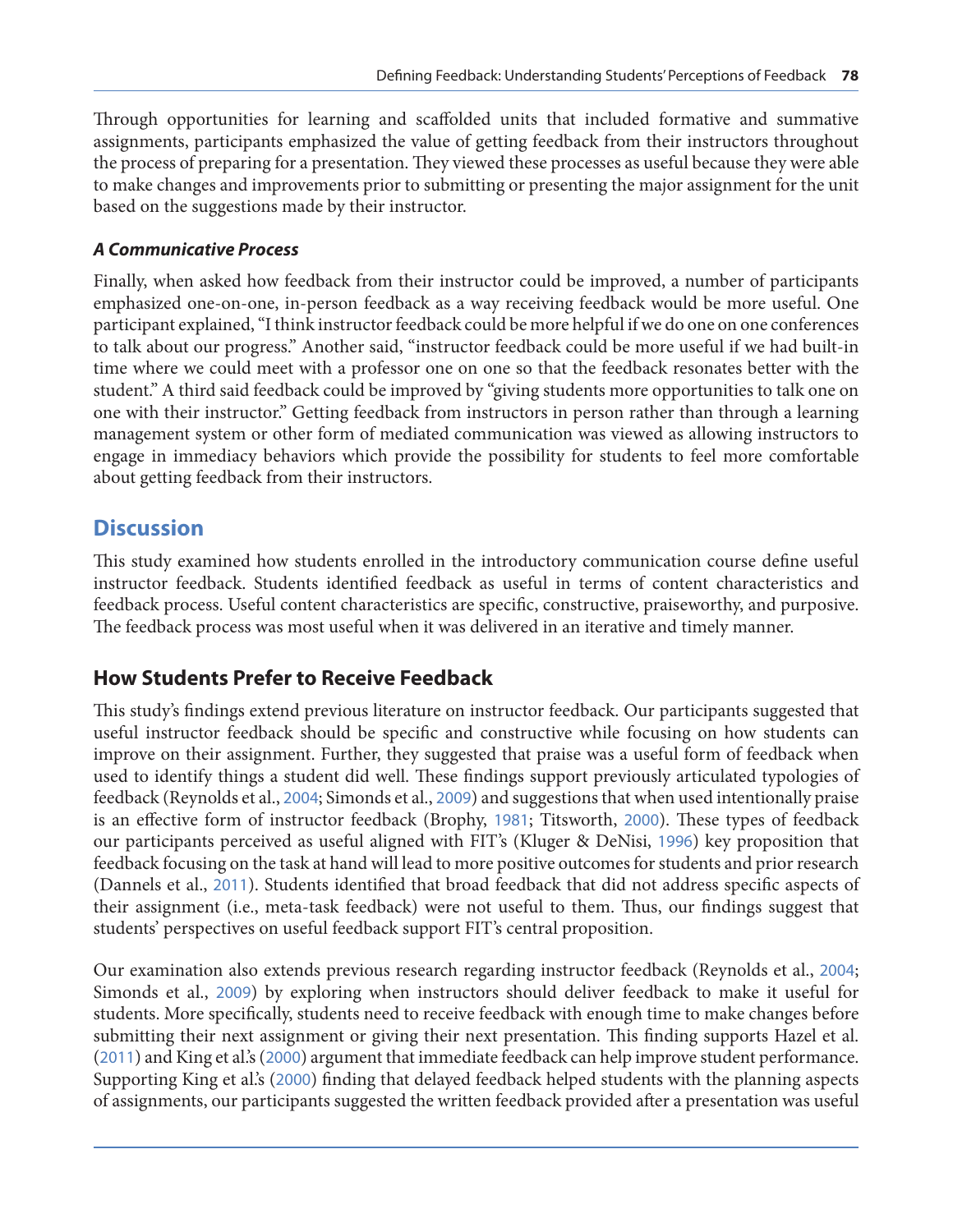Through opportunities for learning and scaffolded units that included formative and summative assignments, participants emphasized the value of getting feedback from their instructors throughout the process of preparing for a presentation. They viewed these processes as useful because they were able to make changes and improvements prior to submitting or presenting the major assignment for the unit based on the suggestions made by their instructor.

### *A Communicative Process*

Finally, when asked how feedback from their instructor could be improved, a number of participants emphasized one-on-one, in-person feedback as a way receiving feedback would be more useful. One participant explained, "I think instructor feedback could be more helpful if we do one on one conferences to talk about our progress." Another said, "instructor feedback could be more useful if we had built-in time where we could meet with a professor one on one so that the feedback resonates better with the student." A third said feedback could be improved by "giving students more opportunities to talk one on one with their instructor." Getting feedback from instructors in person rather than through a learning management system or other form of mediated communication was viewed as allowing instructors to engage in immediacy behaviors which provide the possibility for students to feel more comfortable about getting feedback from their instructors.

## Discussion

This study examined how students enrolled in the introductory communication course define useful instructor feedback. Students identified feedback as useful in terms of content characteristics and feedback process. Useful content characteristics are specific, constructive, praiseworthy, and purposive. The feedback process was most useful when it was delivered in an iterative and timely manner.

### How Students Prefer to Receive Feedback

This study's findings extend previous literature on instructor feedback. Our participants suggested that useful instructor feedback should be specific and constructive while focusing on how students can improve on their assignment. Further, they suggested that praise was a useful form of feedback when used to identify things a student did well. These findings support previously articulated typologies of feedback (Reynolds et al., 2004; Simonds et al., 2009) and suggestions that when used intentionally praise is an effective form of instructor feedback (Brophy, 1981; Titsworth, 2000). These types of feedback our participants perceived as useful aligned with FIT's (Kluger & DeNisi, 1996) key proposition that feedback focusing on the task at hand will lead to more positive outcomes for students and prior research (Dannels et al., 2011). Students identified that broad feedback that did not address specific aspects of their assignment (i.e., meta-task feedback) were not useful to them. Thus, our findings suggest that students' perspectives on useful feedback support FIT's central proposition.

Our examination also extends previous research regarding instructor feedback (Reynolds et al., 2004; Simonds et al., 2009) by exploring when instructors should deliver feedback to make it useful for students. More specifically, students need to receive feedback with enough time to make changes before submitting their next assignment or giving their next presentation. This finding supports Hazel et al. (2011) and King et al.'s (2000) argument that immediate feedback can help improve student performance. Supporting King et al.'s (2000) finding that delayed feedback helped students with the planning aspects of assignments, our participants suggested the written feedback provided after a presentation was useful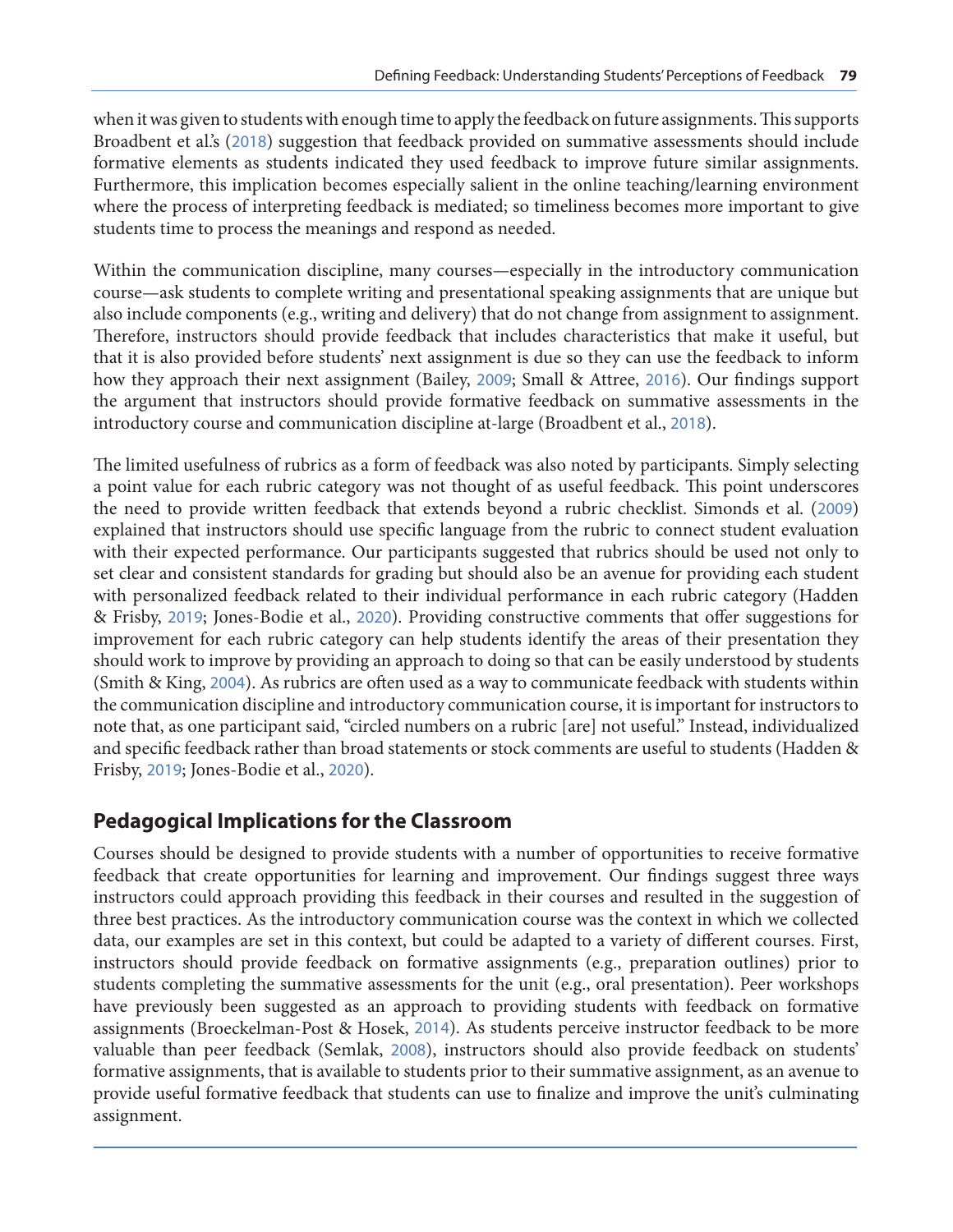when it was given to students with enough time to apply the feedback on future assignments. This supports Broadbent et al.'s (2018) suggestion that feedback provided on summative assessments should include formative elements as students indicated they used feedback to improve future similar assignments. Furthermore, this implication becomes especially salient in the online teaching/learning environment where the process of interpreting feedback is mediated; so timeliness becomes more important to give students time to process the meanings and respond as needed.

Within the communication discipline, many courses—especially in the introductory communication course—ask students to complete writing and presentational speaking assignments that are unique but also include components (e.g., writing and delivery) that do not change from assignment to assignment. Therefore, instructors should provide feedback that includes characteristics that make it useful, but that it is also provided before students' next assignment is due so they can use the feedback to inform how they approach their next assignment (Bailey, 2009; Small & Attree, 2016). Our findings support the argument that instructors should provide formative feedback on summative assessments in the introductory course and communication discipline at-large (Broadbent et al., 2018).

The limited usefulness of rubrics as a form of feedback was also noted by participants. Simply selecting a point value for each rubric category was not thought of as useful feedback. This point underscores the need to provide written feedback that extends beyond a rubric checklist. Simonds et al. (2009) explained that instructors should use specific language from the rubric to connect student evaluation with their expected performance. Our participants suggested that rubrics should be used not only to set clear and consistent standards for grading but should also be an avenue for providing each student with personalized feedback related to their individual performance in each rubric category (Hadden & Frisby, 2019; Jones-Bodie et al., 2020). Providing constructive comments that offer suggestions for improvement for each rubric category can help students identify the areas of their presentation they should work to improve by providing an approach to doing so that can be easily understood by students (Smith & King, 2004). As rubrics are often used as a way to communicate feedback with students within the communication discipline and introductory communication course, it is important for instructors to note that, as one participant said, "circled numbers on a rubric [are] not useful." Instead, individualized and specific feedback rather than broad statements or stock comments are useful to students (Hadden & Frisby, 2019; Jones-Bodie et al., 2020).

## Pedagogical Implications for the Classroom

Courses should be designed to provide students with a number of opportunities to receive formative feedback that create opportunities for learning and improvement. Our findings suggest three ways instructors could approach providing this feedback in their courses and resulted in the suggestion of three best practices. As the introductory communication course was the context in which we collected data, our examples are set in this context, but could be adapted to a variety of different courses. First, instructors should provide feedback on formative assignments (e.g., preparation outlines) prior to students completing the summative assessments for the unit (e.g., oral presentation). Peer workshops have previously been suggested as an approach to providing students with feedback on formative assignments (Broeckelman-Post & Hosek, 2014). As students perceive instructor feedback to be more valuable than peer feedback (Semlak, 2008), instructors should also provide feedback on students' formative assignments, that is available to students prior to their summative assignment, as an avenue to provide useful formative feedback that students can use to finalize and improve the unit's culminating assignment.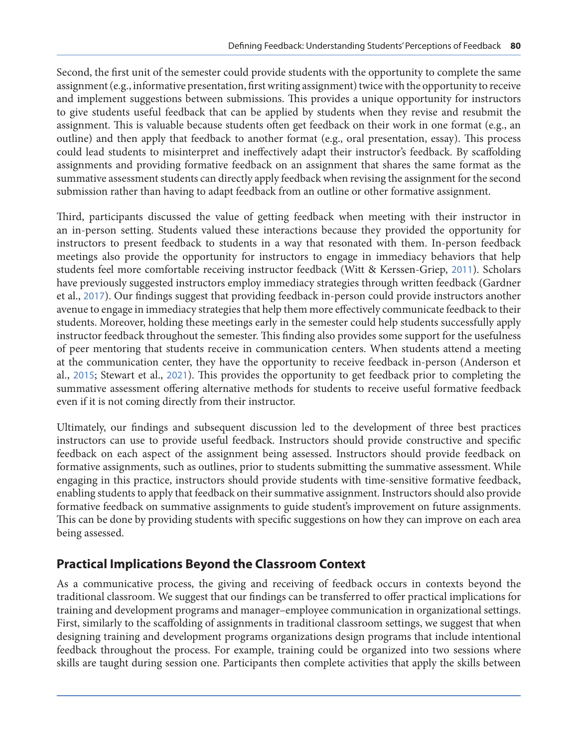Second, the first unit of the semester could provide students with the opportunity to complete the same assignment (e.g., informative presentation, first writing assignment) twice with the opportunity to receive and implement suggestions between submissions. This provides a unique opportunity for instructors to give students useful feedback that can be applied by students when they revise and resubmit the assignment. This is valuable because students often get feedback on their work in one format (e.g., an outline) and then apply that feedback to another format (e.g., oral presentation, essay). This process could lead students to misinterpret and ineffectively adapt their instructor's feedback. By scaffolding assignments and providing formative feedback on an assignment that shares the same format as the summative assessment students can directly apply feedback when revising the assignment for the second submission rather than having to adapt feedback from an outline or other formative assignment.

Third, participants discussed the value of getting feedback when meeting with their instructor in an in-person setting. Students valued these interactions because they provided the opportunity for instructors to present feedback to students in a way that resonated with them. In-person feedback meetings also provide the opportunity for instructors to engage in immediacy behaviors that help students feel more comfortable receiving instructor feedback (Witt & Kerssen-Griep, 2011). Scholars have previously suggested instructors employ immediacy strategies through written feedback (Gardner et al., 2017). Our findings suggest that providing feedback in-person could provide instructors another avenue to engage in immediacy strategies that help them more effectively communicate feedback to their students. Moreover, holding these meetings early in the semester could help students successfully apply instructor feedback throughout the semester. This finding also provides some support for the usefulness of peer mentoring that students receive in communication centers. When students attend a meeting at the communication center, they have the opportunity to receive feedback in-person (Anderson et al., 2015; Stewart et al., 2021). This provides the opportunity to get feedback prior to completing the summative assessment offering alternative methods for students to receive useful formative feedback even if it is not coming directly from their instructor.

Ultimately, our findings and subsequent discussion led to the development of three best practices instructors can use to provide useful feedback. Instructors should provide constructive and specific feedback on each aspect of the assignment being assessed. Instructors should provide feedback on formative assignments, such as outlines, prior to students submitting the summative assessment. While engaging in this practice, instructors should provide students with time-sensitive formative feedback, enabling students to apply that feedback on their summative assignment. Instructors should also provide formative feedback on summative assignments to guide student's improvement on future assignments. This can be done by providing students with specific suggestions on how they can improve on each area being assessed.

## Practical Implications Beyond the Classroom Context

As a communicative process, the giving and receiving of feedback occurs in contexts beyond the traditional classroom. We suggest that our findings can be transferred to offer practical implications for training and development programs and manager–employee communication in organizational settings. First, similarly to the scaffolding of assignments in traditional classroom settings, we suggest that when designing training and development programs organizations design programs that include intentional feedback throughout the process. For example, training could be organized into two sessions where skills are taught during session one. Participants then complete activities that apply the skills between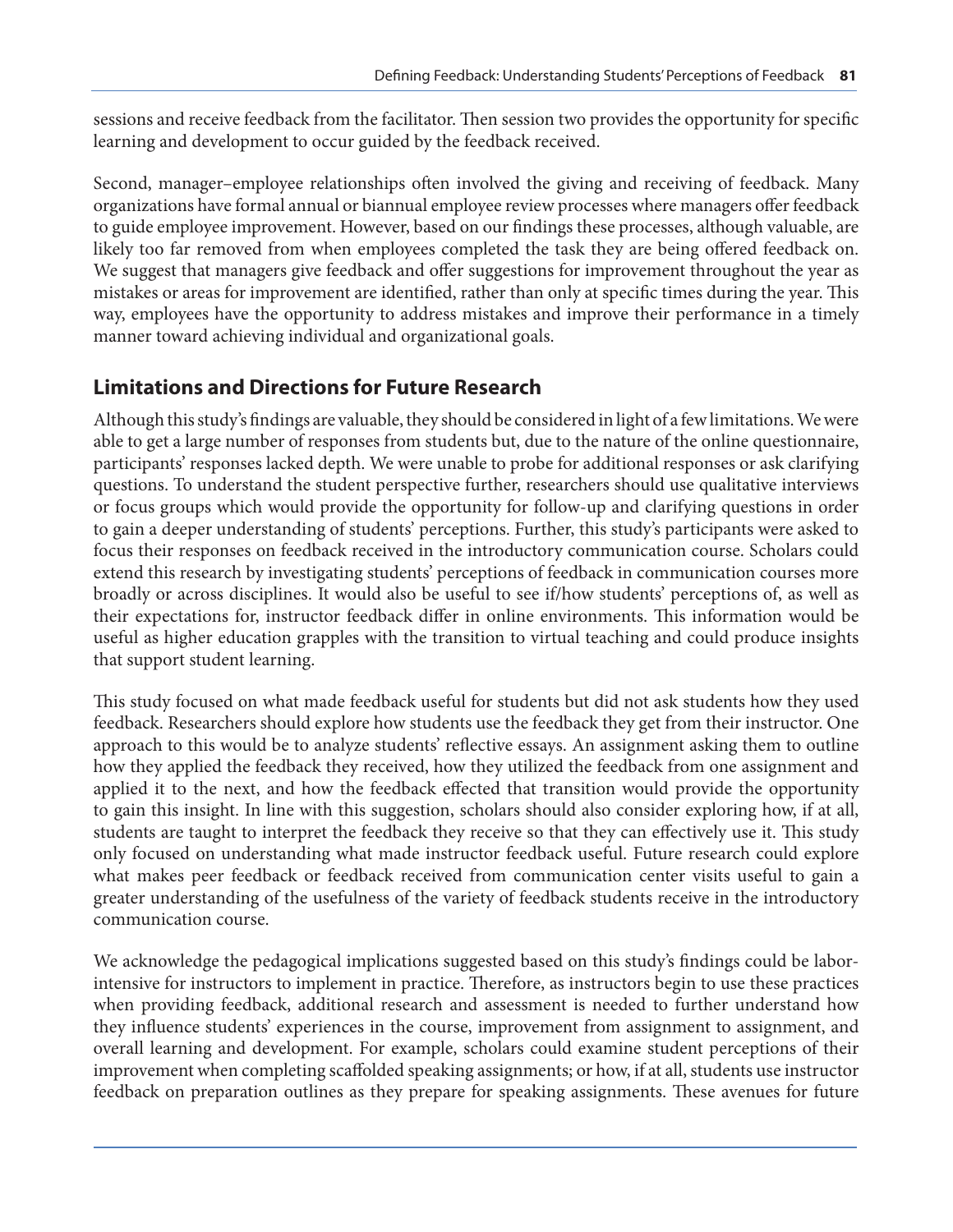sessions and receive feedback from the facilitator. Then session two provides the opportunity for specific learning and development to occur guided by the feedback received.

Second, manager–employee relationships often involved the giving and receiving of feedback. Many organizations have formal annual or biannual employee review processes where managers offer feedback to guide employee improvement. However, based on our findings these processes, although valuable, are likely too far removed from when employees completed the task they are being offered feedback on. We suggest that managers give feedback and offer suggestions for improvement throughout the year as mistakes or areas for improvement are identified, rather than only at specific times during the year. This way, employees have the opportunity to address mistakes and improve their performance in a timely manner toward achieving individual and organizational goals.

## Limitations and Directions for Future Research

Although this study's findings are valuable, they should be considered in light of a few limitations. We were able to get a large number of responses from students but, due to the nature of the online questionnaire, participants' responses lacked depth. We were unable to probe for additional responses or ask clarifying questions. To understand the student perspective further, researchers should use qualitative interviews or focus groups which would provide the opportunity for follow-up and clarifying questions in order to gain a deeper understanding of students' perceptions. Further, this study's participants were asked to focus their responses on feedback received in the introductory communication course. Scholars could extend this research by investigating students' perceptions of feedback in communication courses more broadly or across disciplines. It would also be useful to see if/how students' perceptions of, as well as their expectations for, instructor feedback differ in online environments. This information would be useful as higher education grapples with the transition to virtual teaching and could produce insights that support student learning.

This study focused on what made feedback useful for students but did not ask students how they used feedback. Researchers should explore how students use the feedback they get from their instructor. One approach to this would be to analyze students' reflective essays. An assignment asking them to outline how they applied the feedback they received, how they utilized the feedback from one assignment and applied it to the next, and how the feedback effected that transition would provide the opportunity to gain this insight. In line with this suggestion, scholars should also consider exploring how, if at all, students are taught to interpret the feedback they receive so that they can effectively use it. This study only focused on understanding what made instructor feedback useful. Future research could explore what makes peer feedback or feedback received from communication center visits useful to gain a greater understanding of the usefulness of the variety of feedback students receive in the introductory communication course.

We acknowledge the pedagogical implications suggested based on this study's findings could be labor-intensive for instructors to implement in practice. Therefore, as instructors begin to use these practices when providing feedback, additional research and assessment is needed to further understand how they influence students' experiences in the course, improvement from assignment to assignment, and overall learning and development. For example, scholars could examine student perceptions of their improvement when completing scaffolded speaking assignments; or how, if at all, students use instructor feedback on preparation outlines as they prepare for speaking assignments. These avenues for future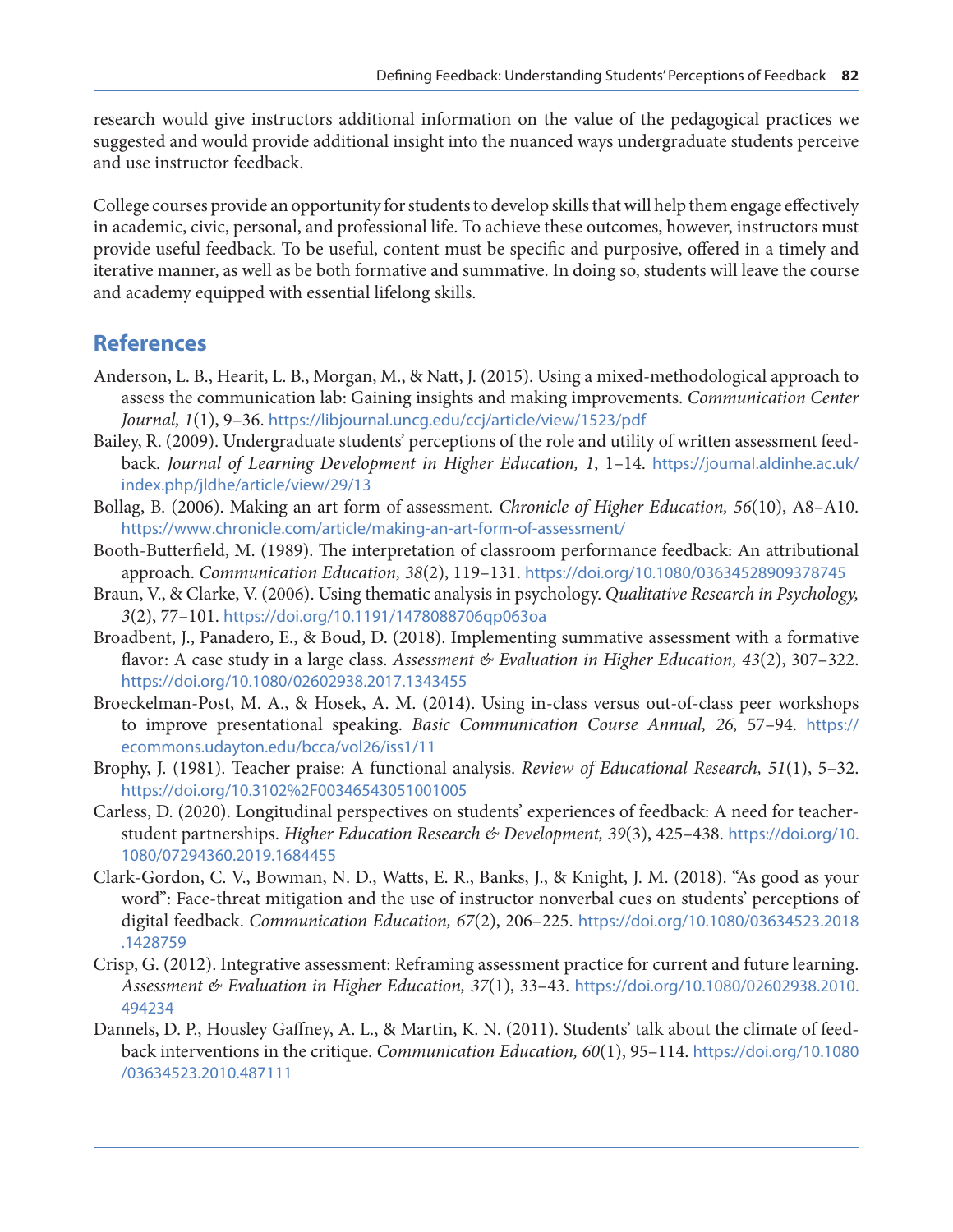research would give instructors additional information on the value of the pedagogical practices we suggested and would provide additional insight into the nuanced ways undergraduate students perceive and use instructor feedback.

College courses provide an opportunity for students to develop skills that will help them engage effectively in academic, civic, personal, and professional life. To achieve these outcomes, however, instructors must provide useful feedback. To be useful, content must be specific and purposive, offered in a timely and iterative manner, as well as be both formative and summative. In doing so, students will leave the course and academy equipped with essential lifelong skills.

## References

Anderson, L. B., Hearit, L. B., Morgan, M., & Natt, J. (2015). Using a mixed-methodological approach to assess the communication lab: Gaining insights and making improvements. *Communication Center Journal, 1*(1), 9–36. https://libjournal.uncg.edu/ccj/article/view/1523/pdf

Bailey, R. (2009). Undergraduate students' perceptions of the role and utility of written assessment feedback. *Journal of Learning Development in Higher Education, 1*, 1–14. https://journal.aldinhe.ac.uk/index.php/jldhe/article/view/29/13

Bollag, B. (2006). Making an art form of assessment. *Chronicle of Higher Education, 56*(10), A8–A10. https://www.chronicle.com/article/making-an-art-form-of-assessment/

Booth-Butterfield, M. (1989). The interpretation of classroom performance feedback: An attributional approach. *Communication Education, 38*(2), 119–131. https://doi.org/10.1080/03634528909378745

Braun, V., & Clarke, V. (2006). Using thematic analysis in psychology. *Qualitative Research in Psychology, 3*(2), 77–101. https://doi.org/10.1191/1478088706qp063oa

Broadbent, J., Panadero, E., & Boud, D. (2018). Implementing summative assessment with a formative flavor: A case study in a large class. *Assessment & Evaluation in Higher Education, 43*(2), 307–322. https://doi.org/10.1080/02602938.2017.1343455

Broeckelman-Post, M. A., & Hosek, A. M. (2014). Using in-class versus out-of-class peer workshops to improve presentational speaking. *Basic Communication Course Annual, 26,* 57–94. https://ecommons.udayton.edu/bcca/vol26/iss1/11

Brophy, J. (1981). Teacher praise: A functional analysis. *Review of Educational Research, 51*(1), 5–32. https://doi.org/10.3102%2F00346543051001005

Carless, D. (2020). Longitudinal perspectives on students' experiences of feedback: A need for teacher-student partnerships. *Higher Education Research & Development, 39*(3), 425–438. https://doi.org/10.1080/07294360.2019.1684455

Clark-Gordon, C. V., Bowman, N. D., Watts, E. R., Banks, J., & Knight, J. M. (2018). "As good as your word": Face-threat mitigation and the use of instructor nonverbal cues on students' perceptions of digital feedback. *Communication Education, 67*(2), 206–225. https://doi.org/10.1080/03634523.2018.1428759

Crisp, G. (2012). Integrative assessment: Reframing assessment practice for current and future learning. *Assessment & Evaluation in Higher Education, 37*(1), 33–43. https://doi.org/10.1080/02602938.2010.494234

Dannels, D. P., Housley Gaffney, A. L., & Martin, K. N. (2011). Students' talk about the climate of feedback interventions in the critique. *Communication Education, 60*(1), 95–114. https://doi.org/10.1080/03634523.2010.487111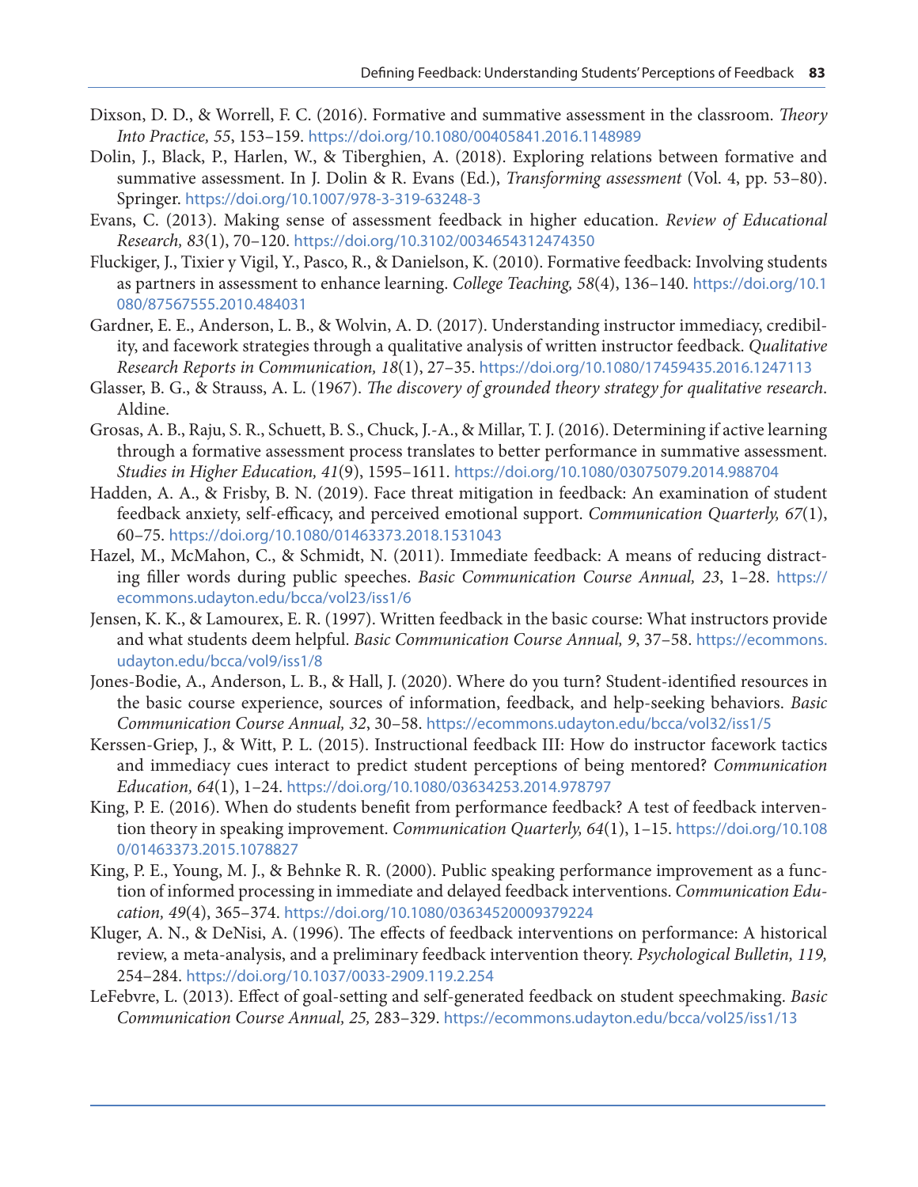Dixson, D. D., & Worrell, F. C. (2016). Formative and summative assessment in the classroom. *Theory Into Practice, 55*, 153–159. https://doi.org/10.1080/00405841.2016.1148989

Dolin, J., Black, P., Harlen, W., & Tiberghien, A. (2018). Exploring relations between formative and summative assessment. In J. Dolin & R. Evans (Ed.), *Transforming assessment* (Vol. 4, pp. 53–80). Springer. https://doi.org/10.1007/978-3-319-63248-3

Evans, C. (2013). Making sense of assessment feedback in higher education. *Review of Educational Research, 83*(1), 70–120. https://doi.org/10.3102/0034654312474350

Fluckiger, J., Tixier y Vigil, Y., Pasco, R., & Danielson, K. (2010). Formative feedback: Involving students as partners in assessment to enhance learning. *College Teaching, 58*(4), 136–140. https://doi.org/10.1080/87567555.2010.484031

Gardner, E. E., Anderson, L. B., & Wolvin, A. D. (2017). Understanding instructor immediacy, credibility, and facework strategies through a qualitative analysis of written instructor feedback. *Qualitative Research Reports in Communication, 18*(1), 27–35. https://doi.org/10.1080/17459435.2016.1247113

Glasser, B. G., & Strauss, A. L. (1967). *The discovery of grounded theory strategy for qualitative research*. Aldine.

Grosas, A. B., Raju, S. R., Schuett, B. S., Chuck, J.-A., & Millar, T. J. (2016). Determining if active learning through a formative assessment process translates to better performance in summative assessment. *Studies in Higher Education, 41*(9), 1595–1611. https://doi.org/10.1080/03075079.2014.988704

Hadden, A. A., & Frisby, B. N. (2019). Face threat mitigation in feedback: An examination of student feedback anxiety, self-efficacy, and perceived emotional support. *Communication Quarterly, 67*(1), 60–75. https://doi.org/10.1080/01463373.2018.1531043

Hazel, M., McMahon, C., & Schmidt, N. (2011). Immediate feedback: A means of reducing distracting filler words during public speeches. *Basic Communication Course Annual, 23*, 1–28. https://ecommons.udayton.edu/bcca/vol23/iss1/6

Jensen, K. K., & Lamourex, E. R. (1997). Written feedback in the basic course: What instructors provide and what students deem helpful. *Basic Communication Course Annual, 9*, 37–58. https://ecommons.udayton.edu/bcca/vol9/iss1/8

Jones-Bodie, A., Anderson, L. B., & Hall, J. (2020). Where do you turn? Student-identified resources in the basic course experience, sources of information, feedback, and help-seeking behaviors. *Basic Communication Course Annual, 32*, 30–58. https://ecommons.udayton.edu/bcca/vol32/iss1/5

Kerssen-Griep, J., & Witt, P. L. (2015). Instructional feedback III: How do instructor facework tactics and immediacy cues interact to predict student perceptions of being mentored? *Communication Education, 64*(1), 1–24. https://doi.org/10.1080/03634253.2014.978797

King, P. E. (2016). When do students benefit from performance feedback? A test of feedback intervention theory in speaking improvement. *Communication Quarterly, 64*(1), 1–15. https://doi.org/10.1080/01463373.2015.1078827

King, P. E., Young, M. J., & Behnke R. R. (2000). Public speaking performance improvement as a function of informed processing in immediate and delayed feedback interventions. *Communication Education, 49*(4), 365–374. https://doi.org/10.1080/03634520009379224

Kluger, A. N., & DeNisi, A. (1996). The effects of feedback interventions on performance: A historical review, a meta-analysis, and a preliminary feedback intervention theory. *Psychological Bulletin, 119,* 254–284. https://doi.org/10.1037/0033-2909.119.2.254

LeFebvre, L. (2013). Effect of goal-setting and self-generated feedback on student speechmaking. *Basic Communication Course Annual, 25,* 283–329. https://ecommons.udayton.edu/bcca/vol25/iss1/13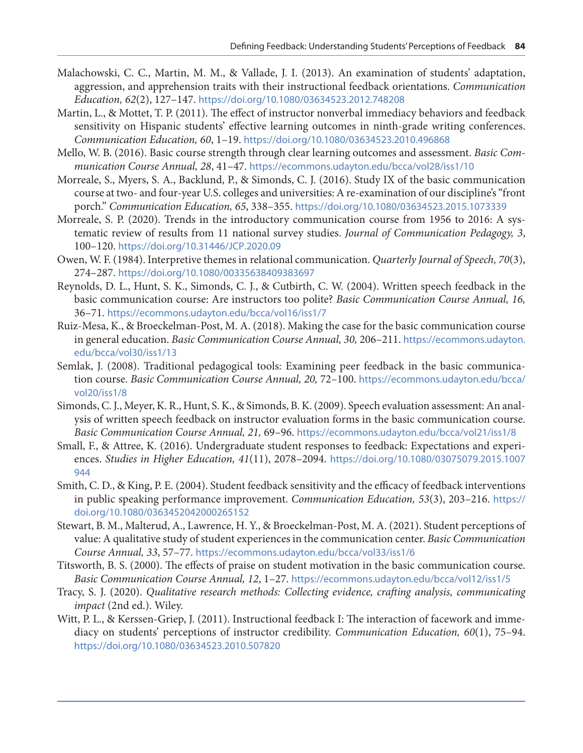Malachowski, C. C., Martin, M. M., & Vallade, J. I. (2013). An examination of students' adaptation, aggression, and apprehension traits with their instructional feedback orientations. *Communication Education, 62*(2), 127–147. https://doi.org/10.1080/03634523.2012.748208

Martin, L., & Mottet, T. P. (2011). The effect of instructor nonverbal immediacy behaviors and feedback sensitivity on Hispanic students' effective learning outcomes in ninth-grade writing conferences. *Communication Education, 60*, 1–19. https://doi.org/10.1080/03634523.2010.496868

Mello, W. B. (2016). Basic course strength through clear learning outcomes and assessment. *Basic Communication Course Annual, 28*, 41–47. https://ecommons.udayton.edu/bcca/vol28/iss1/10

Morreale, S., Myers, S. A., Backlund, P., & Simonds, C. J. (2016). Study IX of the basic communication course at two- and four-year U.S. colleges and universities: A re-examination of our discipline's "front porch." *Communication Education, 65*, 338–355. https://doi.org/10.1080/03634523.2015.1073339

Morreale, S. P. (2020). Trends in the introductory communication course from 1956 to 2016: A systematic review of results from 11 national survey studies. *Journal of Communication Pedagogy, 3*, 100–120. https://doi.org/10.31446/JCP.2020.09

Owen, W. F. (1984). Interpretive themes in relational communication. *Quarterly Journal of Speech, 70*(3), 274–287. https://doi.org/10.1080/00335638409383697

Reynolds, D. L., Hunt, S. K., Simonds, C. J., & Cutbirth, C. W. (2004). Written speech feedback in the basic communication course: Are instructors too polite? *Basic Communication Course Annual, 16,* 36–71. https://ecommons.udayton.edu/bcca/vol16/iss1/7

Ruiz-Mesa, K., & Broeckelman-Post, M. A. (2018). Making the case for the basic communication course in general education. *Basic Communication Course Annual, 30,* 206–211. https://ecommons.udayton.edu/bcca/vol30/iss1/13

Semlak, J. (2008). Traditional pedagogical tools: Examining peer feedback in the basic communication course. *Basic Communication Course Annual, 20,* 72–100. https://ecommons.udayton.edu/bcca/vol20/iss1/8

Simonds, C. J., Meyer, K. R., Hunt, S. K., & Simonds, B. K. (2009). Speech evaluation assessment: An analysis of written speech feedback on instructor evaluation forms in the basic communication course. *Basic Communication Course Annual, 21,* 69–96. https://ecommons.udayton.edu/bcca/vol21/iss1/8

Small, F., & Attree, K. (2016). Undergraduate student responses to feedback: Expectations and experiences. *Studies in Higher Education, 41*(11), 2078–2094. https://doi.org/10.1080/03075079.2015.1007944

Smith, C. D., & King, P. E. (2004). Student feedback sensitivity and the efficacy of feedback interventions in public speaking performance improvement. *Communication Education, 53*(3), 203–216. https://doi.org/10.1080/0363452042000265152

Stewart, B. M., Malterud, A., Lawrence, H. Y., & Broeckelman-Post, M. A. (2021). Student perceptions of value: A qualitative study of student experiences in the communication center. *Basic Communication Course Annual, 33*, 57–77. https://ecommons.udayton.edu/bcca/vol33/iss1/6

Titsworth, B. S. (2000). The effects of praise on student motivation in the basic communication course. *Basic Communication Course Annual, 12*, 1–27. https://ecommons.udayton.edu/bcca/vol12/iss1/5

Tracy, S. J. (2020). *Qualitative research methods: Collecting evidence, crafting analysis, communicating impact* (2nd ed.). Wiley.

Witt, P. L., & Kerssen-Griep, J. (2011). Instructional feedback I: The interaction of facework and immediacy on students' perceptions of instructor credibility. *Communication Education, 60*(1), 75–94. https://doi.org/10.1080/03634523.2010.507820